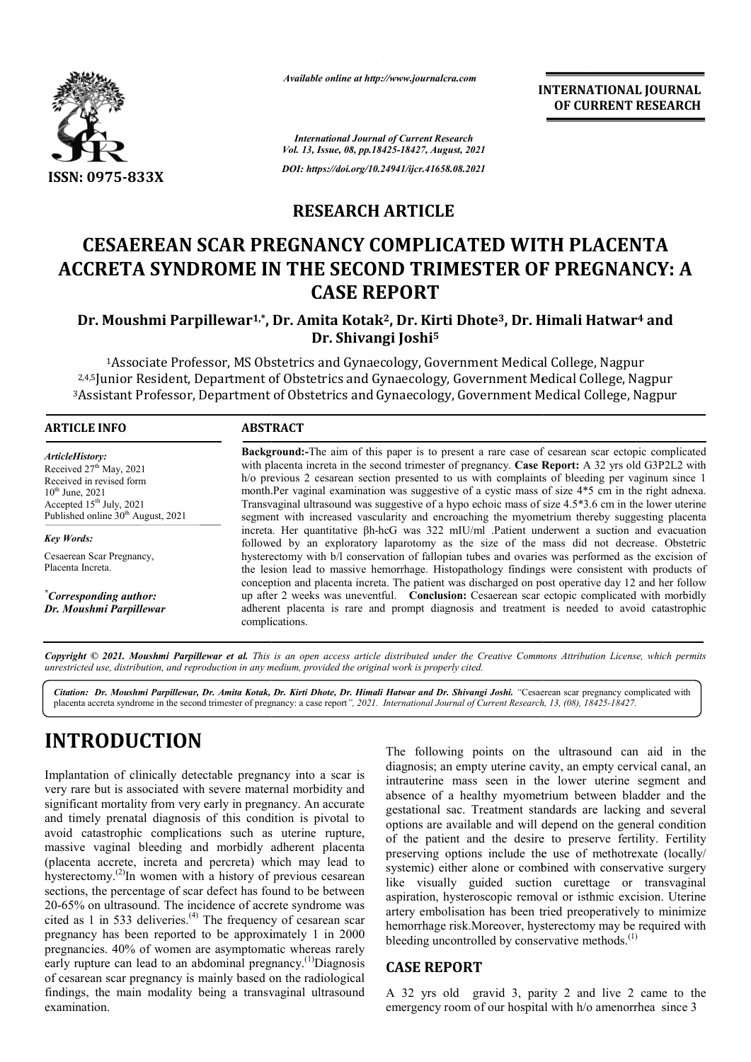*Available online at http://www.journalcra.com*

*International Journal of Current Research*
*Vol. 13, Issue, 08, pp.18425-18427, August, 2021*

*DOI: https://doi.org/10.24941/ijcr.41658.08.2021*

**INTERNATIONAL JOURNAL OF CURRENT RESEARCH**

ISSN: 0975-833X

## RESEARCH ARTICLE

# CESAEREAN SCAR PREGNANCY COMPLICATED WITH PLACENTA ACCRETA SYNDROME IN THE SECOND TRIMESTER OF PREGNANCY: A CASE REPORT

**Dr. Moushmi Parpillewar[1,*], Dr. Amita Kotak[2], Dr. Kirti Dhote[3], Dr. Himali Hatwar[4] and Dr. Shivangi Joshi[5]**

[1]Associate Professor, MS Obstetrics and Gynaecology, Government Medical College, Nagpur
[2,4,5]Junior Resident, Department of Obstetrics and Gynaecology, Government Medical College, Nagpur
[3]Assistant Professor, Department of Obstetrics and Gynaecology, Government Medical College, Nagpur

### ARTICLE INFO

*ArticleHistory:*
Received 27th May, 2021
Received in revised form
10th June, 2021
Accepted 15th July, 2021
Published online 30th August, 2021

*Key Words:*
Cesaerean Scar Pregnancy, Placenta Increta.

*Corresponding author:*
*Dr. Moushmi Parpillewar*

### ABSTRACT

**Background:-**The aim of this paper is to present a rare case of cesarean scar ectopic complicated with placenta increta in the second trimester of pregnancy. **Case Report:** A 32 yrs old G3P2L2 with h/o previous 2 cesarean section presented to us with complaints of bleeding per vaginum since 1 month.Per vaginal examination was suggestive of a cystic mass of size 4*5 cm in the right adnexa. Transvaginal ultrasound was suggestive of a hypo echoic mass of size 4.5*3.6 cm in the lower uterine segment with increased vascularity and encroaching the myometrium thereby suggesting placenta increta. Her quantitative βh-hcG was 322 mIU/ml .Patient underwent a suction and evacuation followed by an exploratory laparotomy as the size of the mass did not decrease. Obstetric hysterectomy with b/l conservation of fallopian tubes and ovaries was performed as the excision of the lesion lead to massive hemorrhage. Histopathology findings were consistent with products of conception and placenta increta. The patient was discharged on post operative day 12 and her follow up after 2 weeks was uneventful. **Conclusion:** Cesaerean scar ectopic complicated with morbidly adherent placenta is rare and prompt diagnosis and treatment is needed to avoid catastrophic complications.

*Copyright © 2021. Moushmi Parpillewar et al. This is an open access article distributed under the Creative Commons Attribution License, which permits unrestricted use, distribution, and reproduction in any medium, provided the original work is properly cited.*

*Citation: Dr. Moushmi Parpillewar, Dr. Amita Kotak, Dr. Kirti Dhote, Dr. Himali Hatwar and Dr. Shivangi Joshi. "Cesaerean scar pregnancy complicated with placenta accreta syndrome in the second trimester of pregnancy: a case report", 2021. International Journal of Current Research, 13, (08), 18425-18427.*

## INTRODUCTION

Implantation of clinically detectable pregnancy into a scar is very rare but is associated with severe maternal morbidity and significant mortality from very early in pregnancy. An accurate and timely prenatal diagnosis of this condition is pivotal to avoid catastrophic complications such as uterine rupture, massive vaginal bleeding and morbidly adherent placenta (placenta accrete, increta and percreta) which may lead to hysterectomy.[2] In women with a history of previous cesarean sections, the percentage of scar defect has found to be between 20-65% on ultrasound. The incidence of accrete syndrome was cited as 1 in 533 deliveries.[4] The frequency of cesarean scar pregnancy has been reported to be approximately 1 in 2000 pregnancies. 40% of women are asymptomatic whereas rarely early rupture can lead to an abdominal pregnancy.[1] Diagnosis of cesarean scar pregnancy is mainly based on the radiological findings, the main modality being a transvaginal ultrasound examination.

The following points on the ultrasound can aid in the diagnosis; an empty uterine cavity, an empty cervical canal, an intrauterine mass seen in the lower uterine segment and absence of a healthy myometrium between bladder and the gestational sac. Treatment standards are lacking and several options are available and will depend on the general condition of the patient and the desire to preserve fertility. Fertility preserving options include the use of methotrexate (locally/ systemic) either alone or combined with conservative surgery like visually guided suction curettage or transvaginal aspiration, hysteroscopic removal or isthmic excision. Uterine artery embolisation has been tried preoperatively to minimize hemorrhage risk.Moreover, hysterectomy may be required with bleeding uncontrolled by conservative methods.[1]

## CASE REPORT

A 32 yrs old gravid 3, parity 2 and live 2 came to the emergency room of our hospital with h/o amenorrhea since 3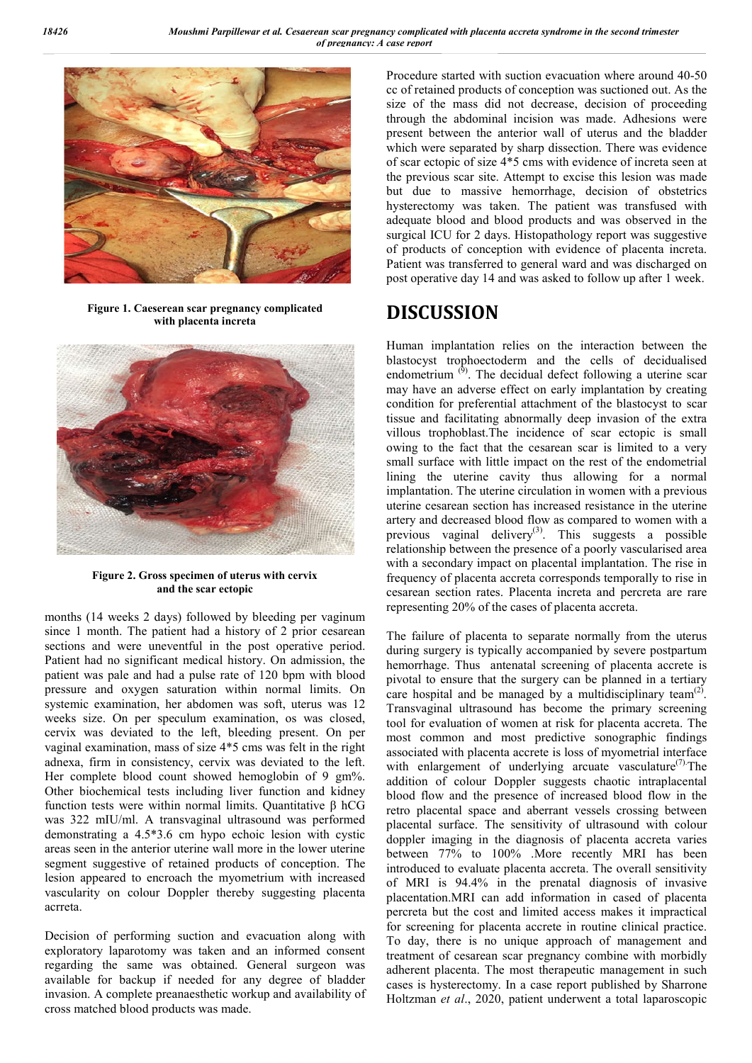Figure 1. Caeserean scar pregnancy complicated with placenta increta

Figure 2. Gross specimen of uterus with cervix and the scar ectopic

months (14 weeks 2 days) followed by bleeding per vaginum since 1 month. The patient had a history of 2 prior cesarean sections and were uneventful in the post operative period. Patient had no significant medical history. On admission, the patient was pale and had a pulse rate of 120 bpm with blood pressure and oxygen saturation within normal limits. On systemic examination, her abdomen was soft, uterus was 12 weeks size. On per speculum examination, os was closed, cervix was deviated to the left, bleeding present. On per vaginal examination, mass of size 4*5 cms was felt in the right adnexa, firm in consistency, cervix was deviated to the left. Her complete blood count showed hemoglobin of 9 gm%. Other biochemical tests including liver function and kidney function tests were within normal limits. Quantitative β hCG was 322 mIU/ml. A transvaginal ultrasound was performed demonstrating a 4.5*3.6 cm hypo echoic lesion with cystic areas seen in the anterior uterine wall more in the lower uterine segment suggestive of retained products of conception. The lesion appeared to encroach the myometrium with increased vascularity on colour Doppler thereby suggesting placenta acrreta.

Decision of performing suction and evacuation along with exploratory laparotomy was taken and an informed consent regarding the same was obtained. General surgeon was available for backup if needed for any degree of bladder invasion. A complete preanaesthetic workup and availability of cross matched blood products was made.

Procedure started with suction evacuation where around 40-50 cc of retained products of conception was suctioned out. As the size of the mass did not decrease, decision of proceeding through the abdominal incision was made. Adhesions were present between the anterior wall of uterus and the bladder which were separated by sharp dissection. There was evidence of scar ectopic of size 4*5 cms with evidence of increta seen at the previous scar site. Attempt to excise this lesion was made but due to massive hemorrhage, decision of obstetrics hysterectomy was taken. The patient was transfused with adequate blood and blood products and was observed in the surgical ICU for 2 days. Histopathology report was suggestive of products of conception with evidence of placenta increta. Patient was transferred to general ward and was discharged on post operative day 14 and was asked to follow up after 1 week.

## DISCUSSION

Human implantation relies on the interaction between the blastocyst trophoectoderm and the cells of decidualised endometrium [9]. The decidual defect following a uterine scar may have an adverse effect on early implantation by creating condition for preferential attachment of the blastocyst to scar tissue and facilitating abnormally deep invasion of the extra villous trophoblast.The incidence of scar ectopic is small owing to the fact that the cesarean scar is limited to a very small surface with little impact on the rest of the endometrial lining the uterine cavity thus allowing for a normal implantation. The uterine circulation in women with a previous uterine cesarean section has increased resistance in the uterine artery and decreased blood flow as compared to women with a previous vaginal delivery[3]. This suggests a possible relationship between the presence of a poorly vascularised area with a secondary impact on placental implantation. The rise in frequency of placenta accreta corresponds temporally to rise in cesarean section rates. Placenta increta and percreta are rare representing 20% of the cases of placenta accreta.

The failure of placenta to separate normally from the uterus during surgery is typically accompanied by severe postpartum hemorrhage. Thus antenatal screening of placenta accrete is pivotal to ensure that the surgery can be planned in a tertiary care hospital and be managed by a multidisciplinary team[2]. Transvaginal ultrasound has become the primary screening tool for evaluation of women at risk for placenta accreta. The most common and most predictive sonographic findings associated with placenta accrete is loss of myometrial interface with enlargement of underlying arcuate vasculature[7].The addition of colour Doppler suggests chaotic intraplacental blood flow and the presence of increased blood flow in the retro placental space and aberrant vessels crossing between placental surface. The sensitivity of ultrasound with colour doppler imaging in the diagnosis of placenta accreta varies between 77% to 100% .More recently MRI has been introduced to evaluate placenta accreta. The overall sensitivity of MRI is 94.4% in the prenatal diagnosis of invasive placentation.MRI can add information in cased of placenta percreta but the cost and limited access makes it impractical for screening for placenta accrete in routine clinical practice. To day, there is no unique approach of management and treatment of cesarean scar pregnancy combine with morbidly adherent placenta. The most therapeutic management in such cases is hysterectomy. In a case report published by Sharrone Holtzman *et al*., 2020, patient underwent a total laparoscopic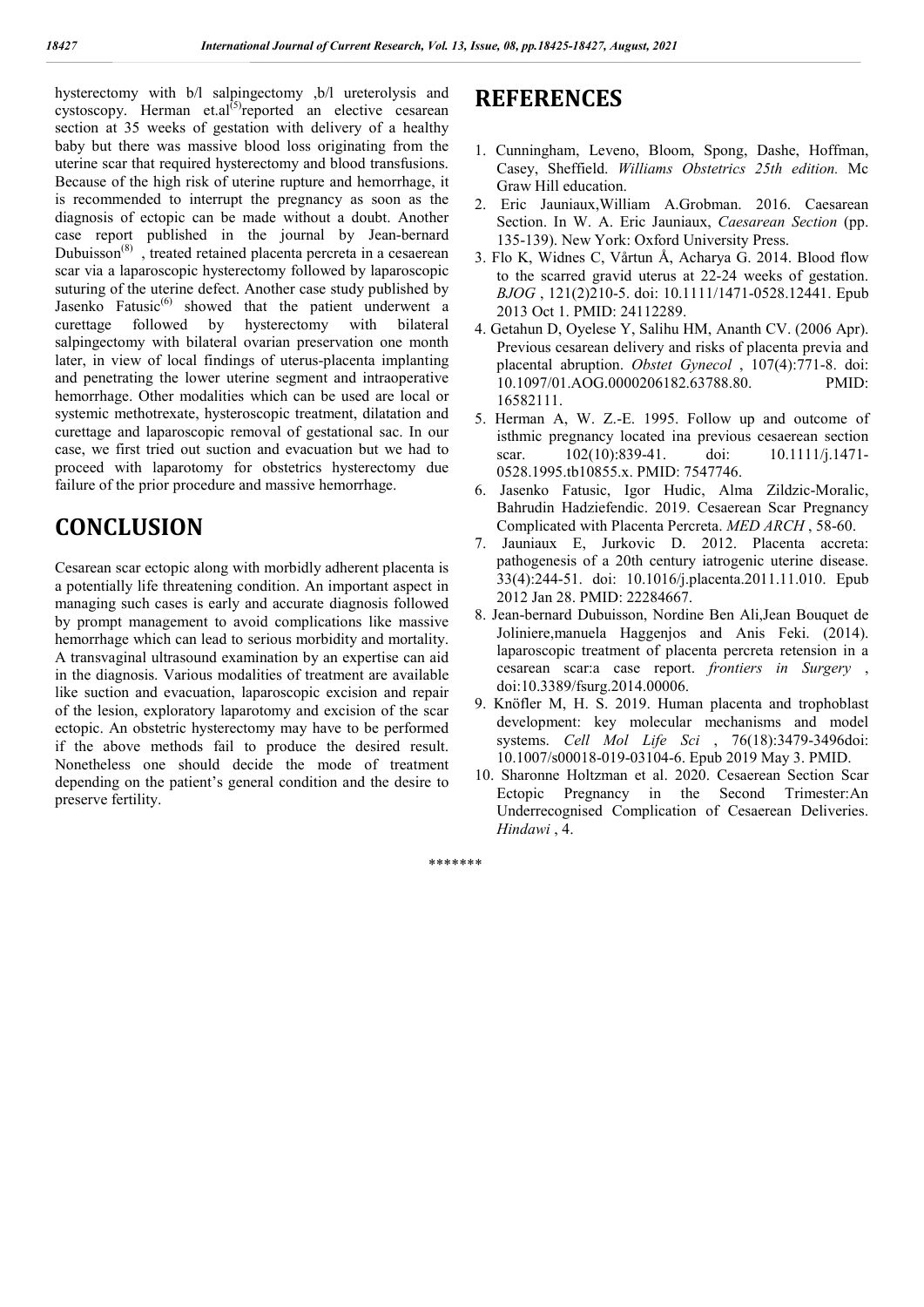hysterectomy with b/l salpingectomy ,b/l ureterolysis and cystoscopy. Herman et.al[5] reported an elective cesarean section at 35 weeks of gestation with delivery of a healthy baby but there was massive blood loss originating from the uterine scar that required hysterectomy and blood transfusions. Because of the high risk of uterine rupture and hemorrhage, it is recommended to interrupt the pregnancy as soon as the diagnosis of ectopic can be made without a doubt. Another case report published in the journal by Jean-bernard Dubuisson[8] , treated retained placenta percreta in a cesarean scar via a laparoscopic hysterectomy followed by laparoscopic suturing of the uterine defect. Another case study published by Jasenko Fatusic[6] showed that the patient underwent a curettage followed by hysterectomy with bilateral salpingectomy with bilateral ovarian preservation one month later, in view of local findings of uterus-placenta implanting and penetrating the lower uterine segment and intraoperative hemorrhage. Other modalities which can be used are local or systemic methotrexate, hysteroscopic treatment, dilatation and curettage and laparoscopic removal of gestational sac. In our case, we first tried out suction and evacuation but we had to proceed with laparotomy for obstetrics hysterectomy due failure of the prior procedure and massive hemorrhage.

# CONCLUSION

Cesarean scar ectopic along with morbidly adherent placenta is a potentially life threatening condition. An important aspect in managing such cases is early and accurate diagnosis followed by prompt management to avoid complications like massive hemorrhage which can lead to serious morbidity and mortality. A transvaginal ultrasound examination by an expertise can aid in the diagnosis. Various modalities of treatment are available like suction and evacuation, laparoscopic excision and repair of the lesion, exploratory laparotomy and excision of the scar ectopic. An obstetric hysterectomy may have to be performed if the above methods fail to produce the desired result. Nonetheless one should decide the mode of treatment depending on the patient's general condition and the desire to preserve fertility.

# REFERENCES

1. Cunningham, Leveno, Bloom, Spong, Dashe, Hoffman, Casey, Sheffield. *Williams Obstetrics 25th edition.* Mc Graw Hill education.
2. Eric Jauniaux,William A.Grobman. 2016. Caesarean Section. In W. A. Eric Jauniaux, *Caesarean Section* (pp. 135-139). New York: Oxford University Press.
3. Flo K, Widnes C, Vårtun Å, Acharya G. 2014. Blood flow to the scarred gravid uterus at 22-24 weeks of gestation. *BJOG* , 121(2)210-5. doi: 10.1111/1471-0528.12441. Epub 2013 Oct 1. PMID: 24112289.
4. Getahun D, Oyelese Y, Salihu HM, Ananth CV. (2006 Apr). Previous cesarean delivery and risks of placenta previa and placental abruption. *Obstet Gynecol* , 107(4):771-8. doi: 10.1097/01.AOG.0000206182.63788.80. PMID: 16582111.
5. Herman A, W. Z.-E. 1995. Follow up and outcome of isthmic pregnancy located ina previous cesaerean section scar. 102(10):839-41. doi: 10.1111/j.1471-0528.1995.tb10855.x. PMID: 7547746.
6. Jasenko Fatusic, Igor Hudic, Alma Zildzic-Moralic, Bahrudin Hadziefendic. 2019. Cesaerean Scar Pregnancy Complicated with Placenta Percreta. *MED ARCH* , 58-60.
7. Jauniaux E, Jurkovic D. 2012. Placenta accreta: pathogenesis of a 20th century iatrogenic uterine disease. 33(4):244-51. doi: 10.1016/j.placenta.2011.11.010. Epub 2012 Jan 28. PMID: 22284667.
8. Jean-bernard Dubuisson, Nordine Ben Ali,Jean Bouquet de Joliniere,manuela Haggenjos and Anis Feki. (2014). laparoscopic treatment of placenta percreta retension in a cesarean scar:a case report. *frontiers in Surgery* , doi:10.3389/fsurg.2014.00006.
9. Knöfler M, H. S. 2019. Human placenta and trophoblast development: key molecular mechanisms and model systems. *Cell Mol Life Sci* , 76(18):3479-3496doi: 10.1007/s00018-019-03104-6. Epub 2019 May 3. PMID.
10. Sharonne Holtzman et al. 2020. Cesaerean Section Scar Ectopic Pregnancy in the Second Trimester:An Underrecognised Complication of Cesaerean Deliveries. *Hindawi* , 4.

\*\*\*\*\*\*\*